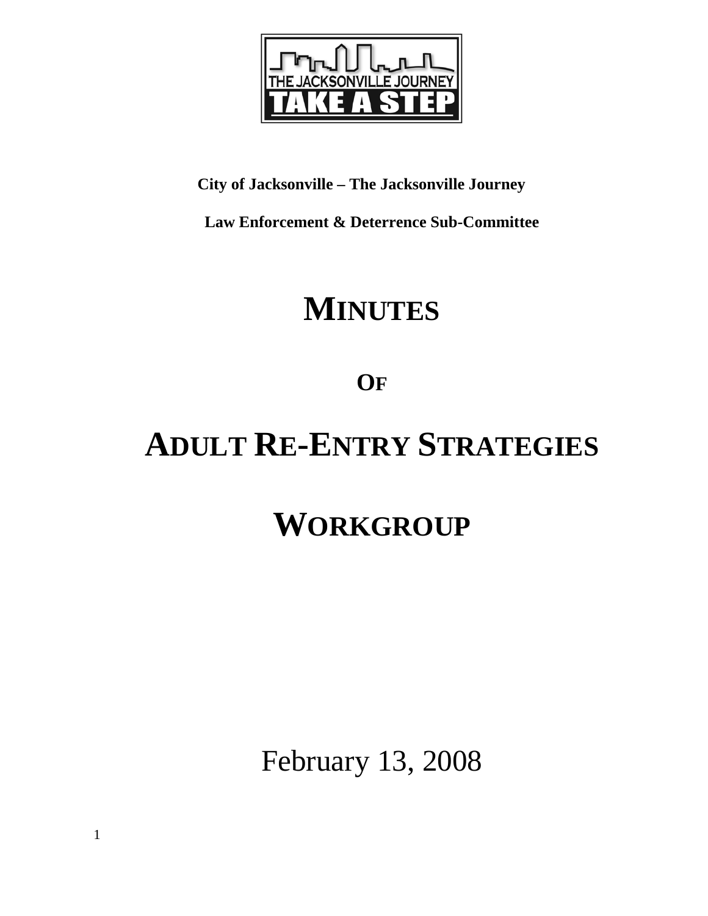THE JACKSONVILLE JOURNEY

TAKE A STEP

**City of Jacksonville – The Jacksonville Journey**

**Law Enforcement & Deterrence Sub-Committee**

# MINUTES

# OF

# ADULT RE-ENTRY STRATEGIES

# WORKGROUP

February 13, 2008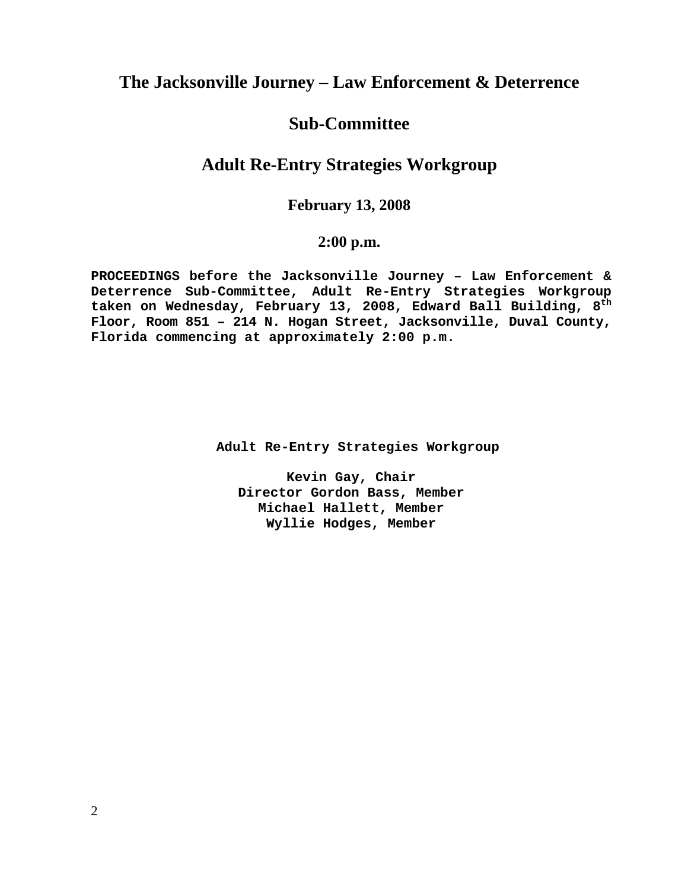# The Jacksonville Journey – Law Enforcement & Deterrence

# Sub-Committee

## Adult Re-Entry Strategies Workgroup

### February 13, 2008

### 2:00 p.m.

**PROCEEDINGS before the Jacksonville Journey – Law Enforcement & Deterrence Sub-Committee, Adult Re-Entry Strategies Workgroup taken on Wednesday, February 13, 2008, Edward Ball Building, 8th Floor, Room 851 – 214 N. Hogan Street, Jacksonville, Duval County, Florida commencing at approximately 2:00 p.m.**

**Adult Re-Entry Strategies Workgroup**

**Kevin Gay, Chair**
**Director Gordon Bass, Member**
**Michael Hallett, Member**
**Wyllie Hodges, Member**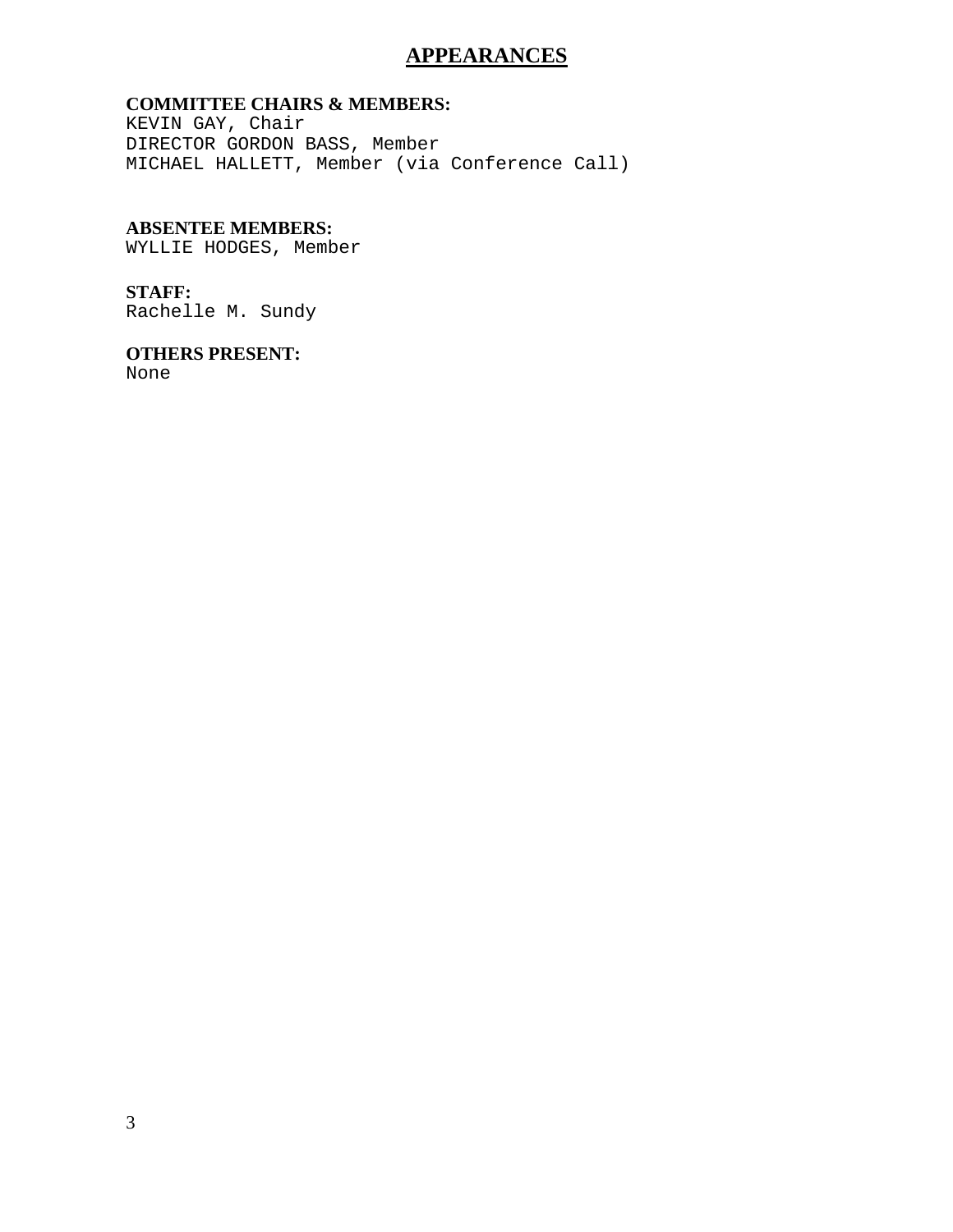# APPEARANCES

**COMMITTEE CHAIRS & MEMBERS:**
KEVIN GAY, Chair
DIRECTOR GORDON BASS, Member
MICHAEL HALLETT, Member (via Conference Call)

**ABSENTEE MEMBERS:**
WYLLIE HODGES, Member

**STAFF:**
Rachelle M. Sundy

**OTHERS PRESENT:**
None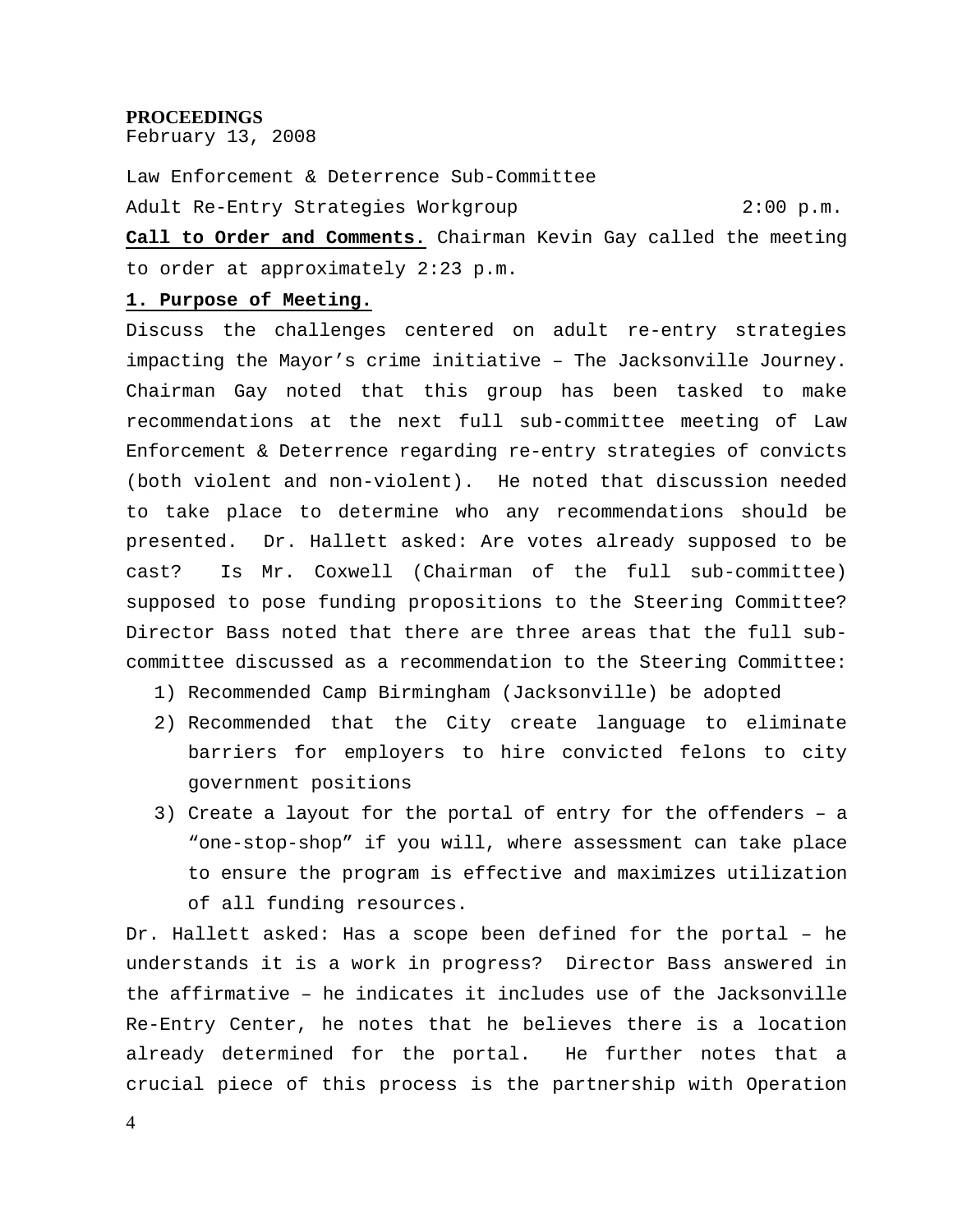**PROCEEDINGS**
February 13, 2008

Law Enforcement & Deterrence Sub-Committee

Adult Re-Entry Strategies Workgroup 2:00 p.m.

**Call to Order and Comments.** Chairman Kevin Gay called the meeting to order at approximately 2:23 p.m.

**1. Purpose of Meeting.**

Discuss the challenges centered on adult re-entry strategies impacting the Mayor's crime initiative – The Jacksonville Journey. Chairman Gay noted that this group has been tasked to make recommendations at the next full sub-committee meeting of Law Enforcement & Deterrence regarding re-entry strategies of convicts (both violent and non-violent). He noted that discussion needed to take place to determine who any recommendations should be presented. Dr. Hallett asked: Are votes already supposed to be cast? Is Mr. Coxwell (Chairman of the full sub-committee) supposed to pose funding propositions to the Steering Committee? Director Bass noted that there are three areas that the full sub-committee discussed as a recommendation to the Steering Committee:

1) Recommended Camp Birmingham (Jacksonville) be adopted
2) Recommended that the City create language to eliminate barriers for employers to hire convicted felons to city government positions
3) Create a layout for the portal of entry for the offenders – a "one-stop-shop" if you will, where assessment can take place to ensure the program is effective and maximizes utilization of all funding resources.

Dr. Hallett asked: Has a scope been defined for the portal – he understands it is a work in progress? Director Bass answered in the affirmative – he indicates it includes use of the Jacksonville Re-Entry Center, he notes that he believes there is a location already determined for the portal. He further notes that a crucial piece of this process is the partnership with Operation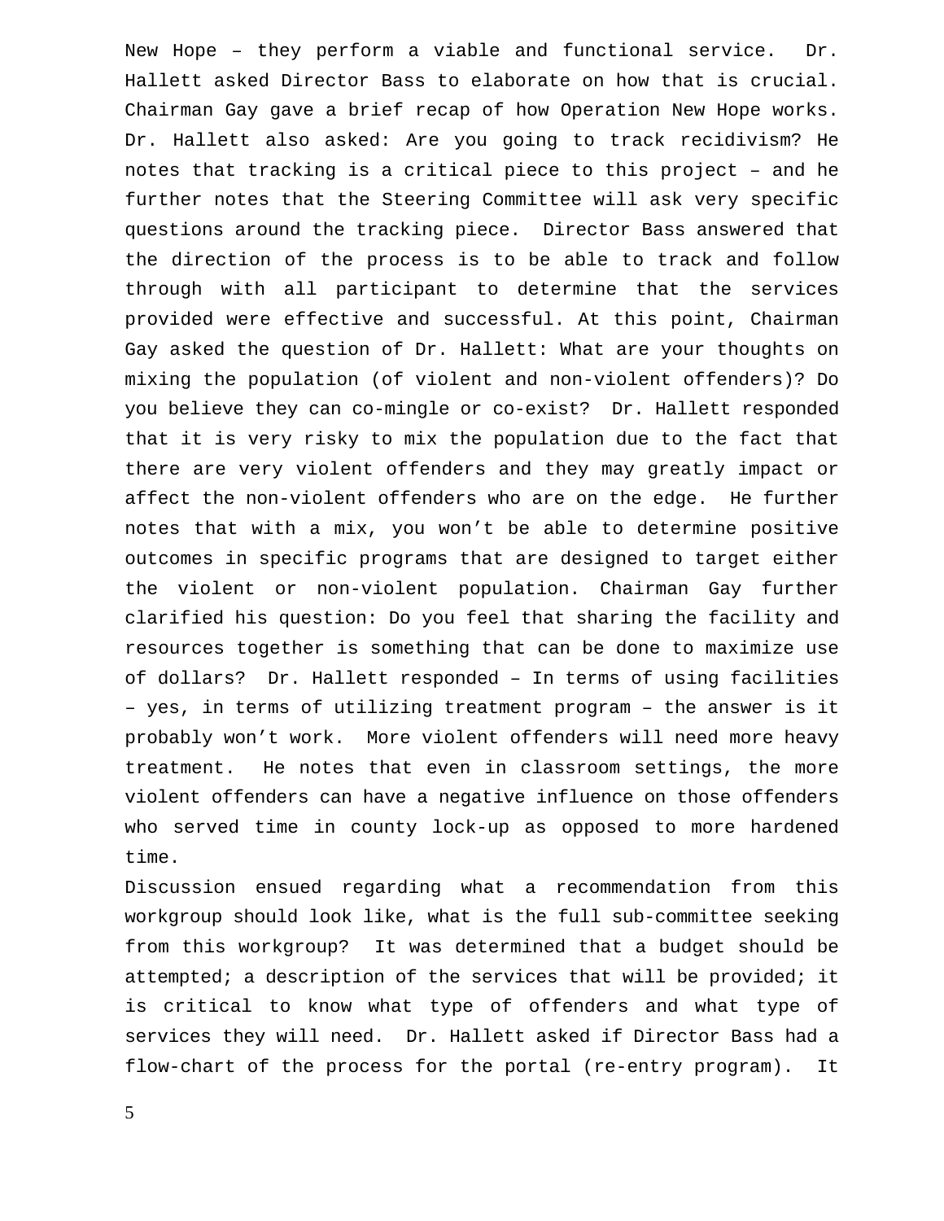New Hope – they perform a viable and functional service. Dr. Hallett asked Director Bass to elaborate on how that is crucial. Chairman Gay gave a brief recap of how Operation New Hope works. Dr. Hallett also asked: Are you going to track recidivism? He notes that tracking is a critical piece to this project – and he further notes that the Steering Committee will ask very specific questions around the tracking piece. Director Bass answered that the direction of the process is to be able to track and follow through with all participant to determine that the services provided were effective and successful. At this point, Chairman Gay asked the question of Dr. Hallett: What are your thoughts on mixing the population (of violent and non-violent offenders)? Do you believe they can co-mingle or co-exist? Dr. Hallett responded that it is very risky to mix the population due to the fact that there are very violent offenders and they may greatly impact or affect the non-violent offenders who are on the edge. He further notes that with a mix, you won't be able to determine positive outcomes in specific programs that are designed to target either the violent or non-violent population. Chairman Gay further clarified his question: Do you feel that sharing the facility and resources together is something that can be done to maximize use of dollars? Dr. Hallett responded – In terms of using facilities – yes, in terms of utilizing treatment program – the answer is it probably won't work. More violent offenders will need more heavy treatment. He notes that even in classroom settings, the more violent offenders can have a negative influence on those offenders who served time in county lock-up as opposed to more hardened time.

Discussion ensued regarding what a recommendation from this workgroup should look like, what is the full sub-committee seeking from this workgroup? It was determined that a budget should be attempted; a description of the services that will be provided; it is critical to know what type of offenders and what type of services they will need. Dr. Hallett asked if Director Bass had a flow-chart of the process for the portal (re-entry program). It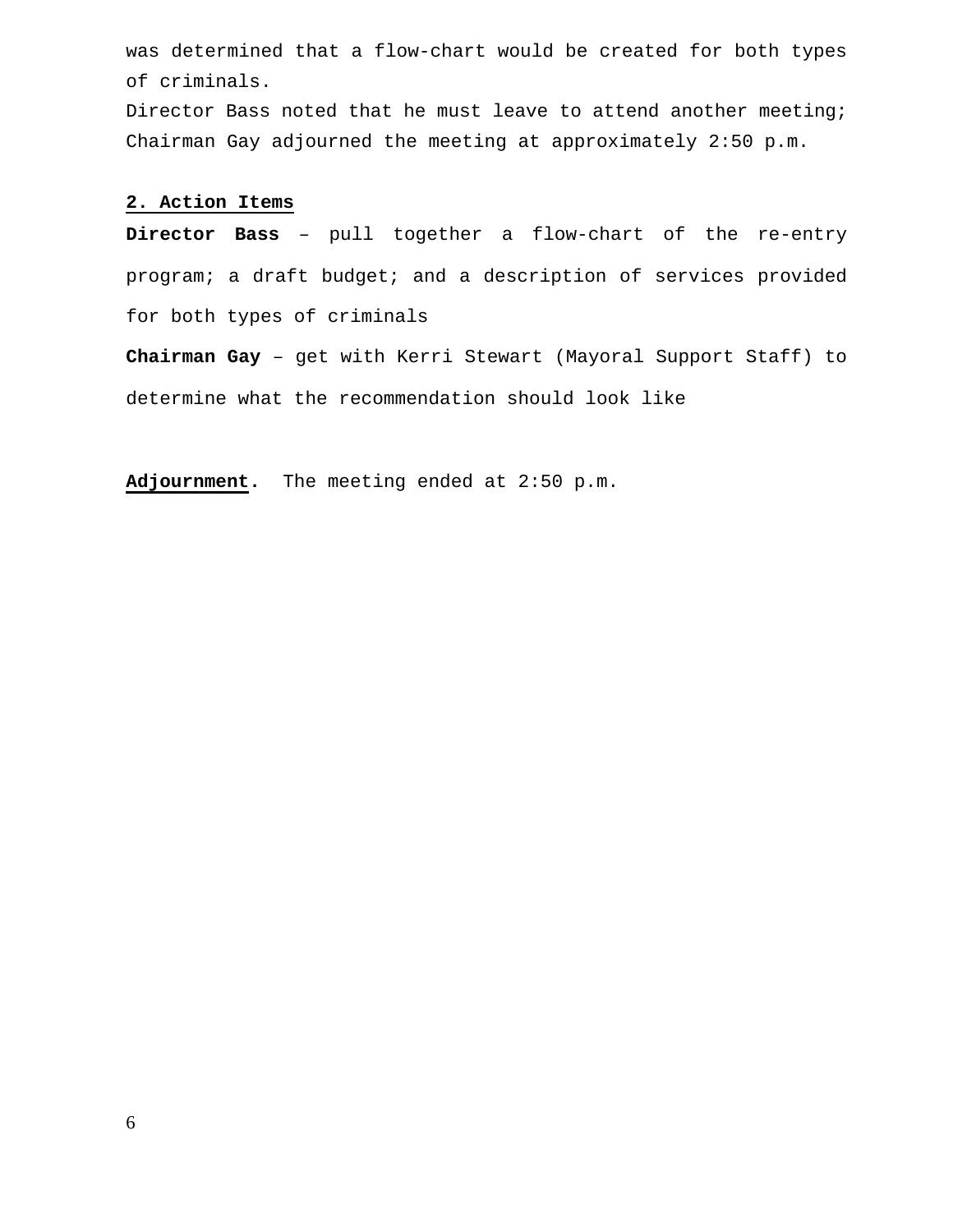was determined that a flow-chart would be created for both types of criminals.

Director Bass noted that he must leave to attend another meeting; Chairman Gay adjourned the meeting at approximately 2:50 p.m.

## 2. Action Items

**Director Bass** – pull together a flow-chart of the re-entry program; a draft budget; and a description of services provided for both types of criminals

**Chairman Gay** – get with Kerri Stewart (Mayoral Support Staff) to determine what the recommendation should look like

**Adjournment.** The meeting ended at 2:50 p.m.